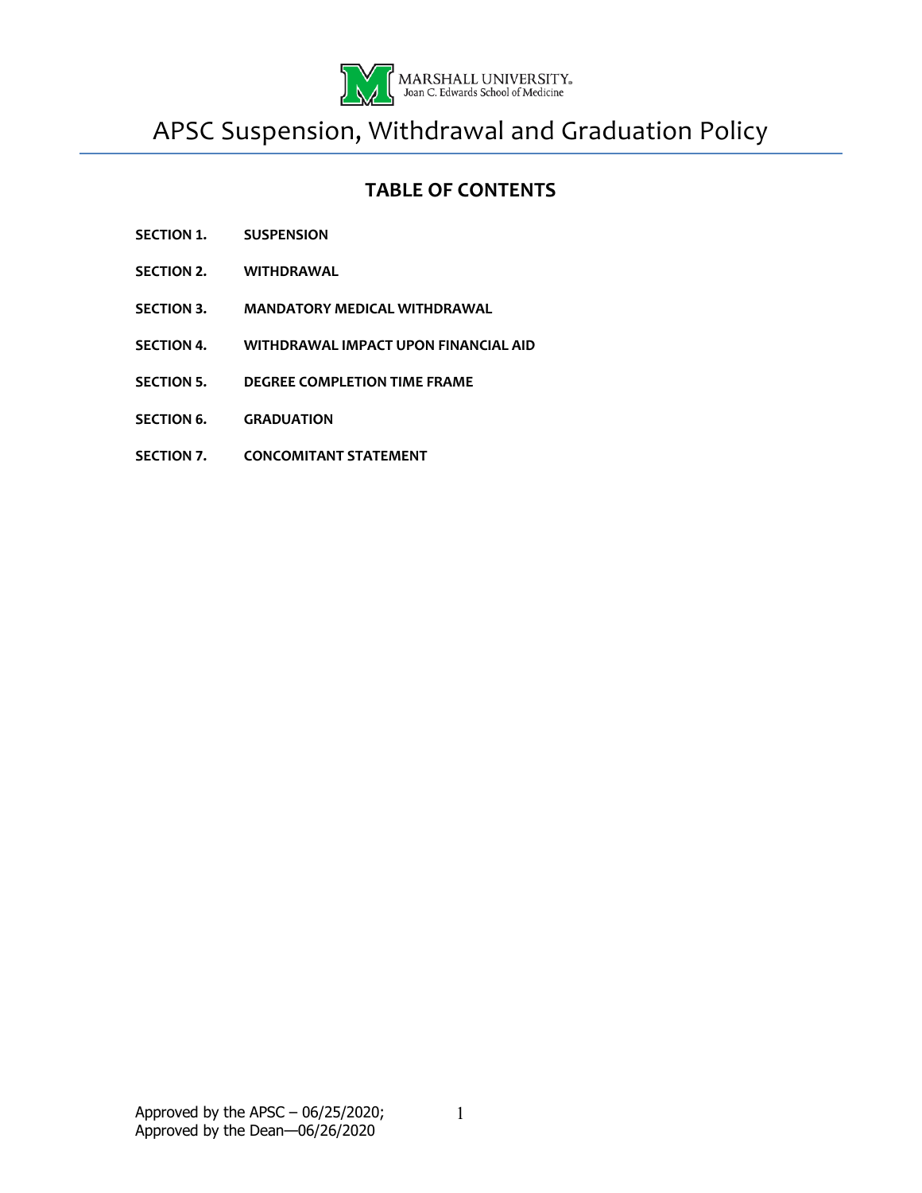MARSHALL UNIVERSITY.
Joan C. Edwards School of Medicine

# APSC Suspension, Withdrawal and Graduation Policy

## TABLE OF CONTENTS

**SECTION 1. SUSPENSION**

**SECTION 2. WITHDRAWAL**

**SECTION 3. MANDATORY MEDICAL WITHDRAWAL**

**SECTION 4. WITHDRAWAL IMPACT UPON FINANCIAL AID**

**SECTION 5. DEGREE COMPLETION TIME FRAME**

**SECTION 6. GRADUATION**

**SECTION 7. CONCOMITANT STATEMENT**

Approved by the APSC – 06/25/2020;
Approved by the Dean—06/26/2020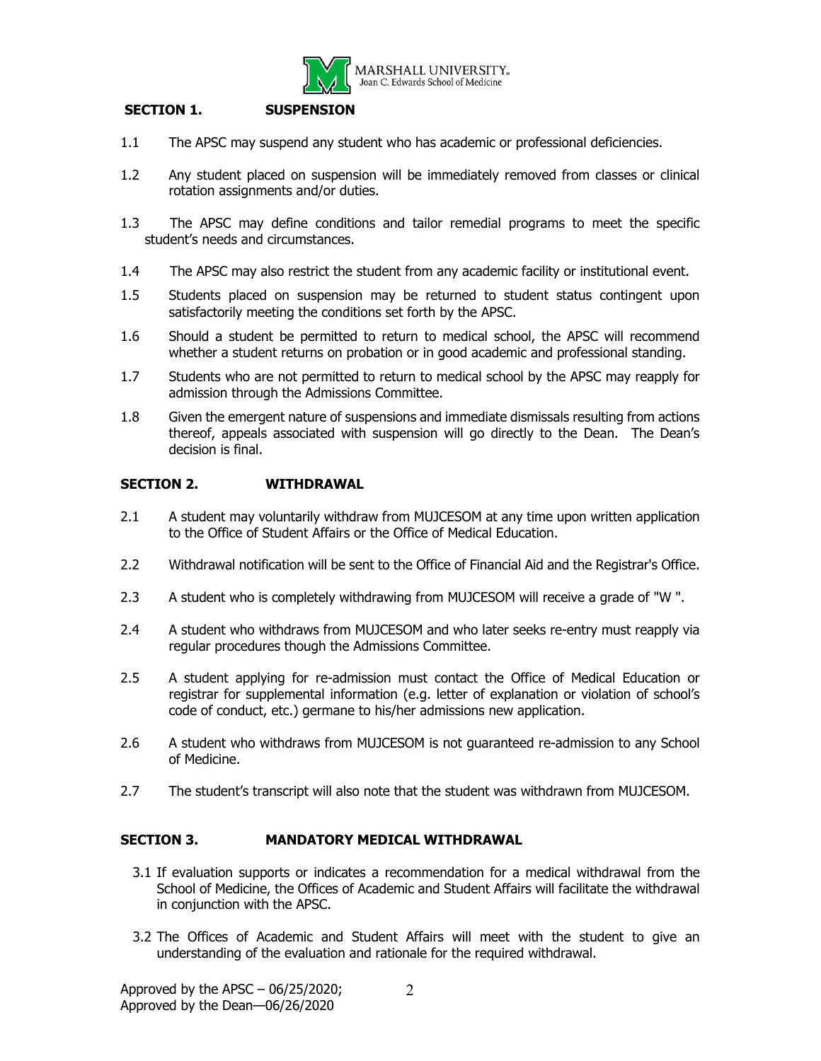## SECTION 1. SUSPENSION

1.1 The APSC may suspend any student who has academic or professional deficiencies.

1.2 Any student placed on suspension will be immediately removed from classes or clinical rotation assignments and/or duties.

1.3 The APSC may define conditions and tailor remedial programs to meet the specific student's needs and circumstances.

1.4 The APSC may also restrict the student from any academic facility or institutional event.

1.5 Students placed on suspension may be returned to student status contingent upon satisfactorily meeting the conditions set forth by the APSC.

1.6 Should a student be permitted to return to medical school, the APSC will recommend whether a student returns on probation or in good academic and professional standing.

1.7 Students who are not permitted to return to medical school by the APSC may reapply for admission through the Admissions Committee.

1.8 Given the emergent nature of suspensions and immediate dismissals resulting from actions thereof, appeals associated with suspension will go directly to the Dean. The Dean's decision is final.

## SECTION 2. WITHDRAWAL

2.1 A student may voluntarily withdraw from MUJCESOM at any time upon written application to the Office of Student Affairs or the Office of Medical Education.

2.2 Withdrawal notification will be sent to the Office of Financial Aid and the Registrar's Office.

2.3 A student who is completely withdrawing from MUJCESOM will receive a grade of "W ".

2.4 A student who withdraws from MUJCESOM and who later seeks re-entry must reapply via regular procedures though the Admissions Committee.

2.5 A student applying for re-admission must contact the Office of Medical Education or registrar for supplemental information (e.g. letter of explanation or violation of school's code of conduct, etc.) germane to his/her admissions new application.

2.6 A student who withdraws from MUJCESOM is not guaranteed re-admission to any School of Medicine.

2.7 The student's transcript will also note that the student was withdrawn from MUJCESOM.

## SECTION 3. MANDATORY MEDICAL WITHDRAWAL

3.1 If evaluation supports or indicates a recommendation for a medical withdrawal from the School of Medicine, the Offices of Academic and Student Affairs will facilitate the withdrawal in conjunction with the APSC.

3.2 The Offices of Academic and Student Affairs will meet with the student to give an understanding of the evaluation and rationale for the required withdrawal.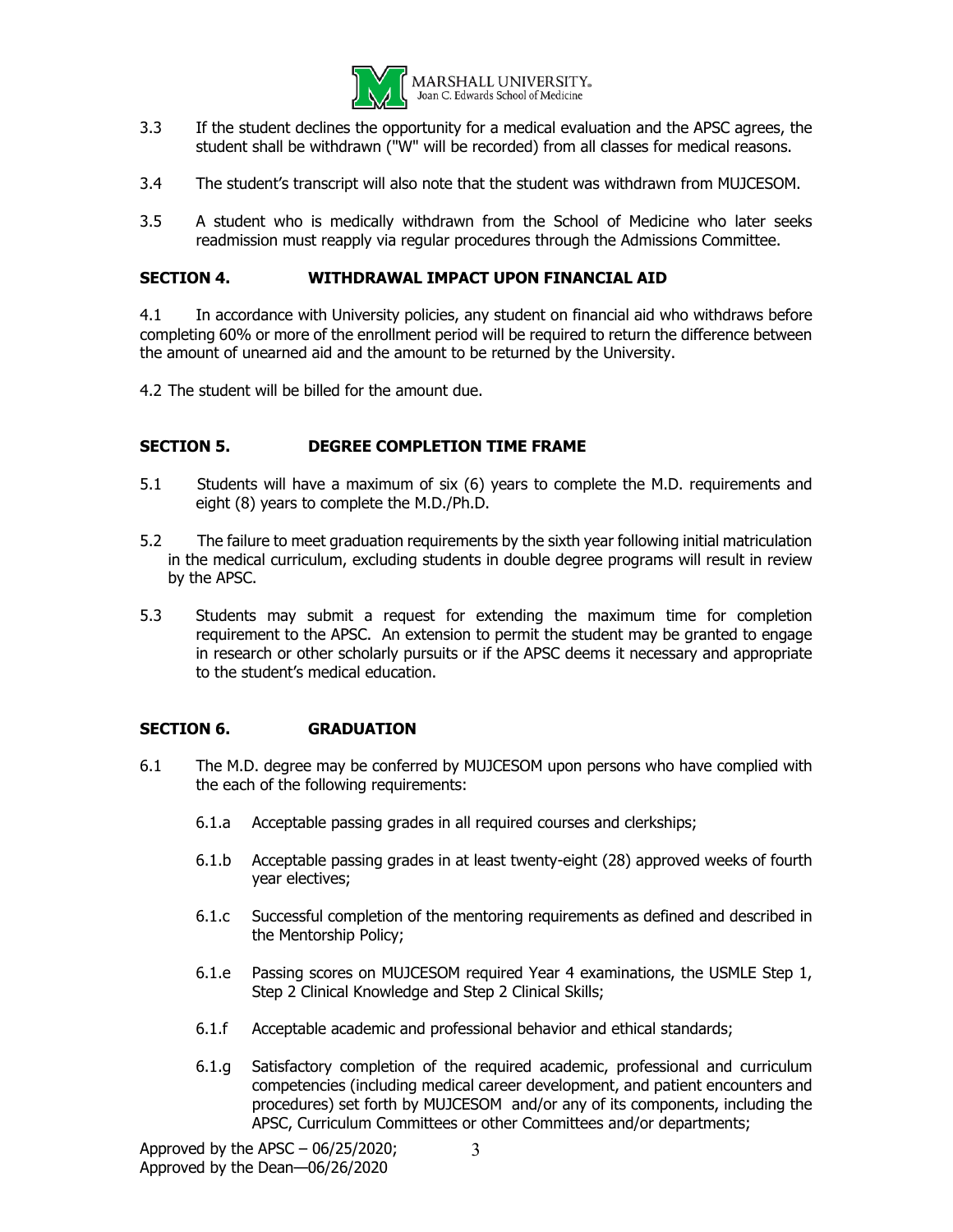3.3 If the student declines the opportunity for a medical evaluation and the APSC agrees, the student shall be withdrawn ("W" will be recorded) from all classes for medical reasons.

3.4 The student's transcript will also note that the student was withdrawn from MUJCESOM.

3.5 A student who is medically withdrawn from the School of Medicine who later seeks readmission must reapply via regular procedures through the Admissions Committee.

## SECTION 4. WITHDRAWAL IMPACT UPON FINANCIAL AID

4.1 In accordance with University policies, any student on financial aid who withdraws before completing 60% or more of the enrollment period will be required to return the difference between the amount of unearned aid and the amount to be returned by the University.

4.2 The student will be billed for the amount due.

## SECTION 5. DEGREE COMPLETION TIME FRAME

5.1 Students will have a maximum of six (6) years to complete the M.D. requirements and eight (8) years to complete the M.D./Ph.D.

5.2 The failure to meet graduation requirements by the sixth year following initial matriculation in the medical curriculum, excluding students in double degree programs will result in review by the APSC.

5.3 Students may submit a request for extending the maximum time for completion requirement to the APSC. An extension to permit the student may be granted to engage in research or other scholarly pursuits or if the APSC deems it necessary and appropriate to the student's medical education.

## SECTION 6. GRADUATION

6.1 The M.D. degree may be conferred by MUJCESOM upon persons who have complied with the each of the following requirements:

6.1.a Acceptable passing grades in all required courses and clerkships;

6.1.b Acceptable passing grades in at least twenty-eight (28) approved weeks of fourth year electives;

6.1.c Successful completion of the mentoring requirements as defined and described in the Mentorship Policy;

6.1.e Passing scores on MUJCESOM required Year 4 examinations, the USMLE Step 1, Step 2 Clinical Knowledge and Step 2 Clinical Skills;

6.1.f Acceptable academic and professional behavior and ethical standards;

6.1.g Satisfactory completion of the required academic, professional and curriculum competencies (including medical career development, and patient encounters and procedures) set forth by MUJCESOM and/or any of its components, including the APSC, Curriculum Committees or other Committees and/or departments;

Approved by the APSC – 06/25/2020;
Approved by the Dean—06/26/2020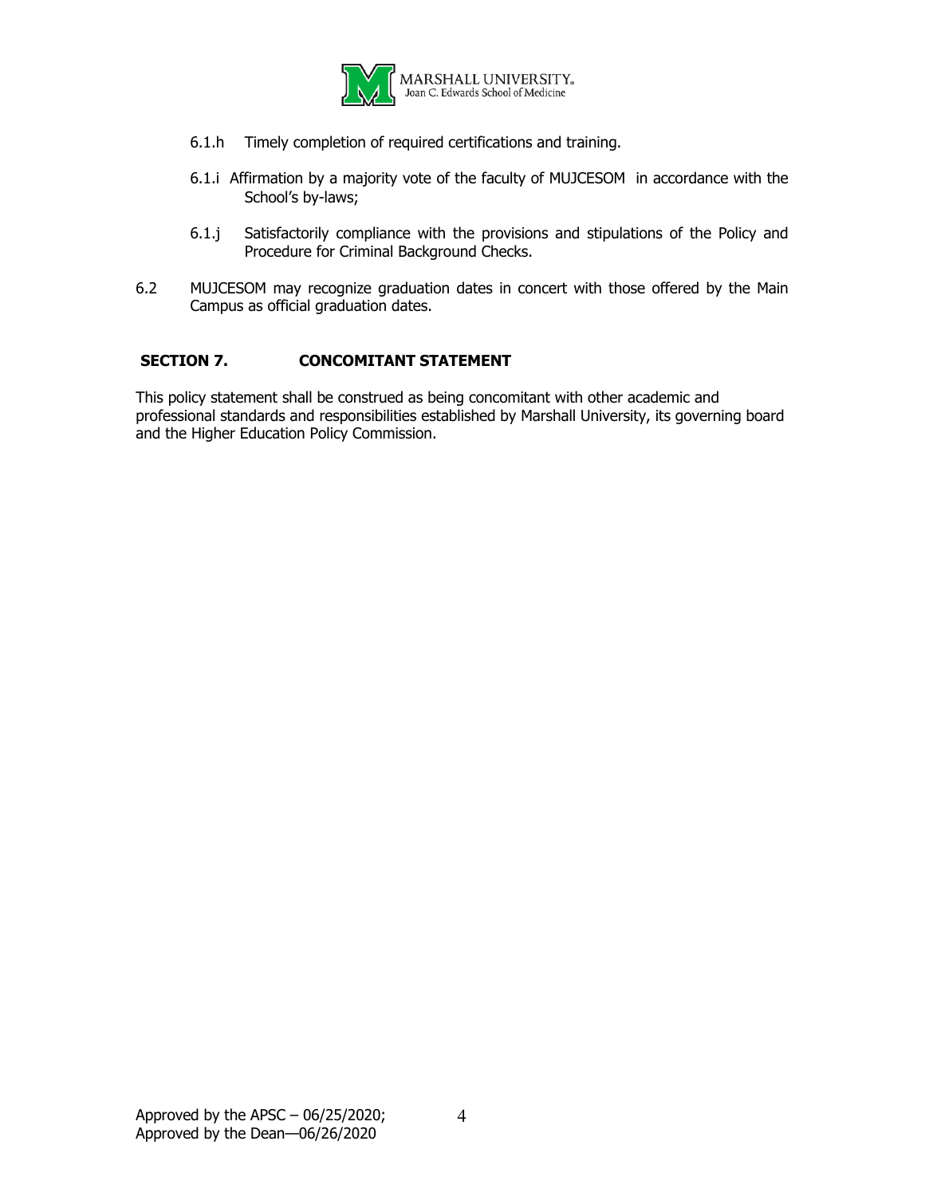6.1.h Timely completion of required certifications and training.

6.1.i Affirmation by a majority vote of the faculty of MUJCESOM in accordance with the School's by-laws;

6.1.j Satisfactorily compliance with the provisions and stipulations of the Policy and Procedure for Criminal Background Checks.

6.2 MUJCESOM may recognize graduation dates in concert with those offered by the Main Campus as official graduation dates.

## SECTION 7. CONCOMITANT STATEMENT

This policy statement shall be construed as being concomitant with other academic and professional standards and responsibilities established by Marshall University, its governing board and the Higher Education Policy Commission.

Approved by the APSC – 06/25/2020;
Approved by the Dean—06/26/2020